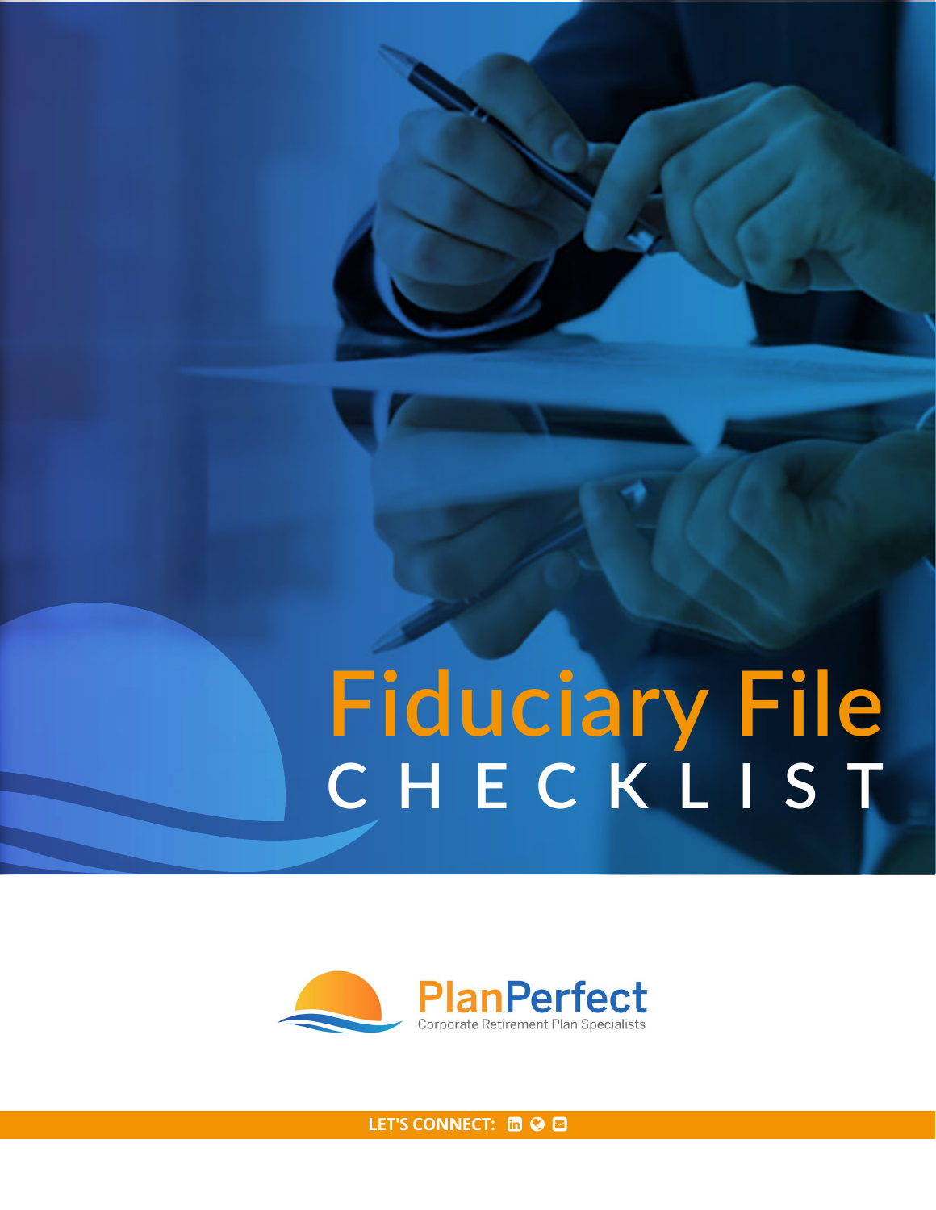# Fiduciary File CHECKLIST

PlanPerfect

Corporate Retirement Plan Specialists

LET'S CONNECT: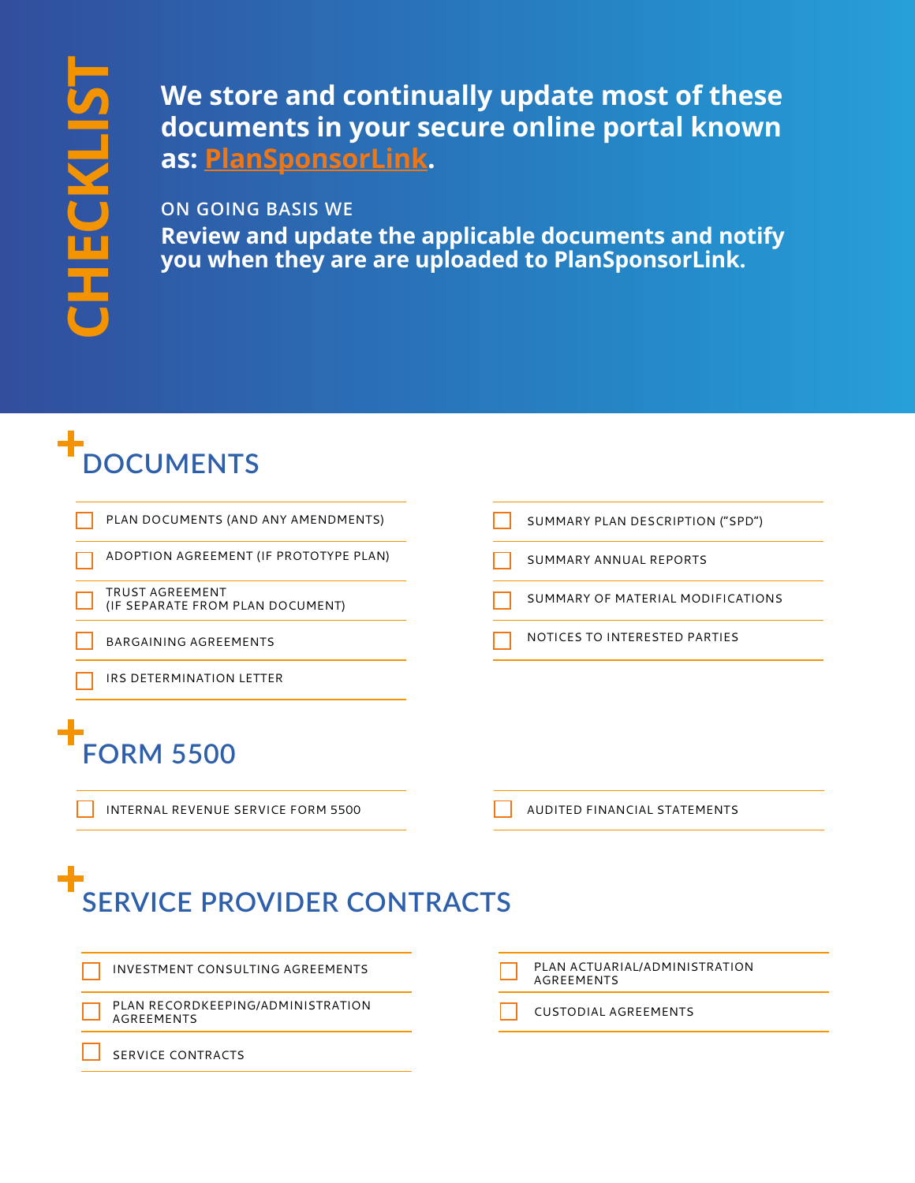# CHECKLIST

**We store and continually update most of these documents in your secure online portal known as: PlanSponsorLink.**

ON GOING BASIS WE

**Review and update the applicable documents and notify you when they are are uploaded to PlanSponsorLink.**

## DOCUMENTS

- [ ] PLAN DOCUMENTS (AND ANY AMENDMENTS)
- [ ] ADOPTION AGREEMENT (IF PROTOTYPE PLAN)
- [ ] TRUST AGREEMENT (IF SEPARATE FROM PLAN DOCUMENT)
- [ ] BARGAINING AGREEMENTS
- [ ] IRS DETERMINATION LETTER
- [ ] SUMMARY PLAN DESCRIPTION ("SPD")
- [ ] SUMMARY ANNUAL REPORTS
- [ ] SUMMARY OF MATERIAL MODIFICATIONS
- [ ] NOTICES TO INTERESTED PARTIES

## FORM 5500

- [ ] INTERNAL REVENUE SERVICE FORM 5500
- [ ] AUDITED FINANCIAL STATEMENTS

## SERVICE PROVIDER CONTRACTS

- [ ] INVESTMENT CONSULTING AGREEMENTS
- [ ] PLAN RECORDKEEPING/ADMINISTRATION AGREEMENTS
- [ ] SERVICE CONTRACTS
- [ ] PLAN ACTUARIAL/ADMINISTRATION AGREEMENTS
- [ ] CUSTODIAL AGREEMENTS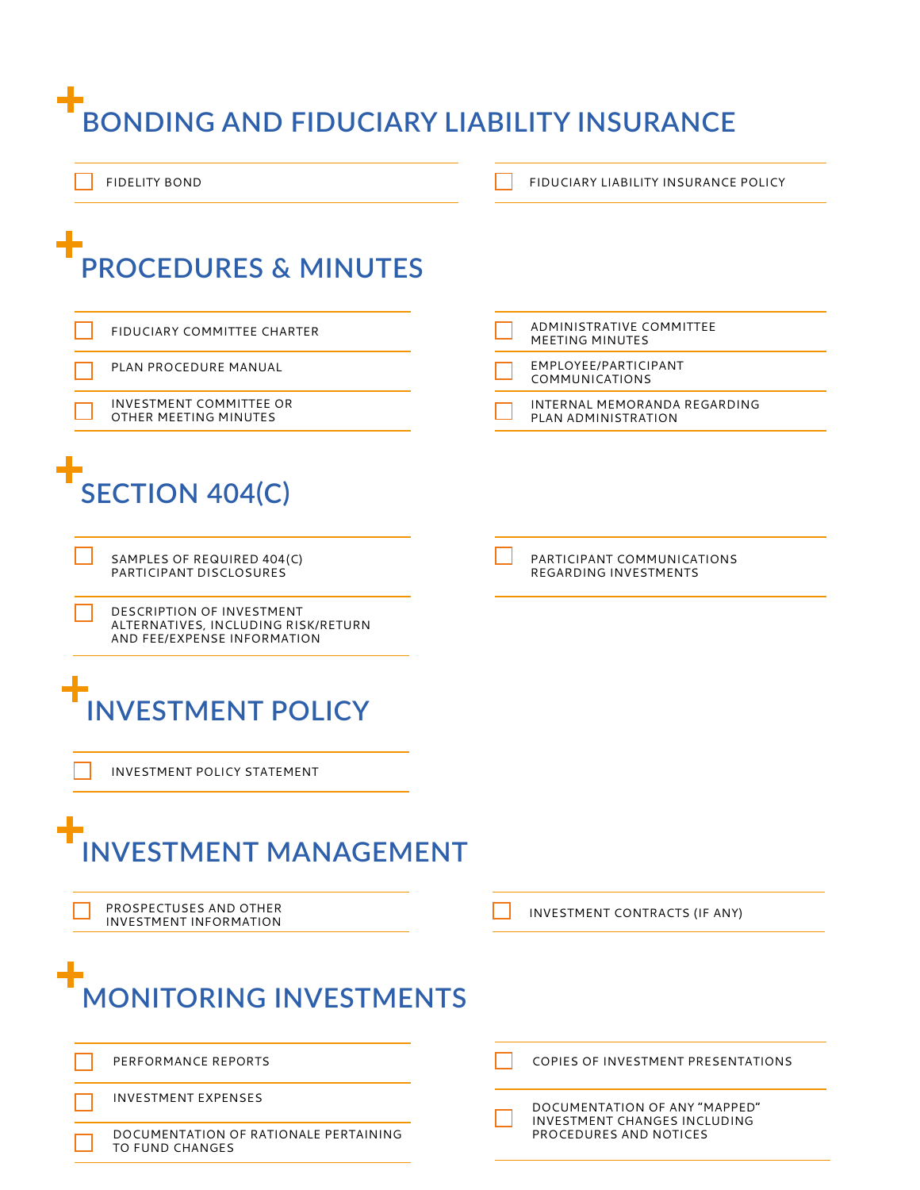## BONDING AND FIDUCIARY LIABILITY INSURANCE

- ☐ FIDELITY BOND
- ☐ FIDUCIARY LIABILITY INSURANCE POLICY

## PROCEDURES & MINUTES

- ☐ FIDUCIARY COMMITTEE CHARTER
- ☐ PLAN PROCEDURE MANUAL
- ☐ INVESTMENT COMMITTEE OR OTHER MEETING MINUTES
- ☐ ADMINISTRATIVE COMMITTEE MEETING MINUTES
- ☐ EMPLOYEE/PARTICIPANT COMMUNICATIONS
- ☐ INTERNAL MEMORANDA REGARDING PLAN ADMINISTRATION

## SECTION 404(C)

- ☐ SAMPLES OF REQUIRED 404(C) PARTICIPANT DISCLOSURES
- ☐ DESCRIPTION OF INVESTMENT ALTERNATIVES, INCLUDING RISK/RETURN AND FEE/EXPENSE INFORMATION
- ☐ PARTICIPANT COMMUNICATIONS REGARDING INVESTMENTS

## INVESTMENT POLICY

- ☐ INVESTMENT POLICY STATEMENT

## INVESTMENT MANAGEMENT

- ☐ PROSPECTUSES AND OTHER INVESTMENT INFORMATION
- ☐ INVESTMENT CONTRACTS (IF ANY)

## MONITORING INVESTMENTS

- ☐ PERFORMANCE REPORTS
- ☐ INVESTMENT EXPENSES
- ☐ DOCUMENTATION OF RATIONALE PERTAINING TO FUND CHANGES
- ☐ COPIES OF INVESTMENT PRESENTATIONS
- ☐ DOCUMENTATION OF ANY "MAPPED" INVESTMENT CHANGES INCLUDING PROCEDURES AND NOTICES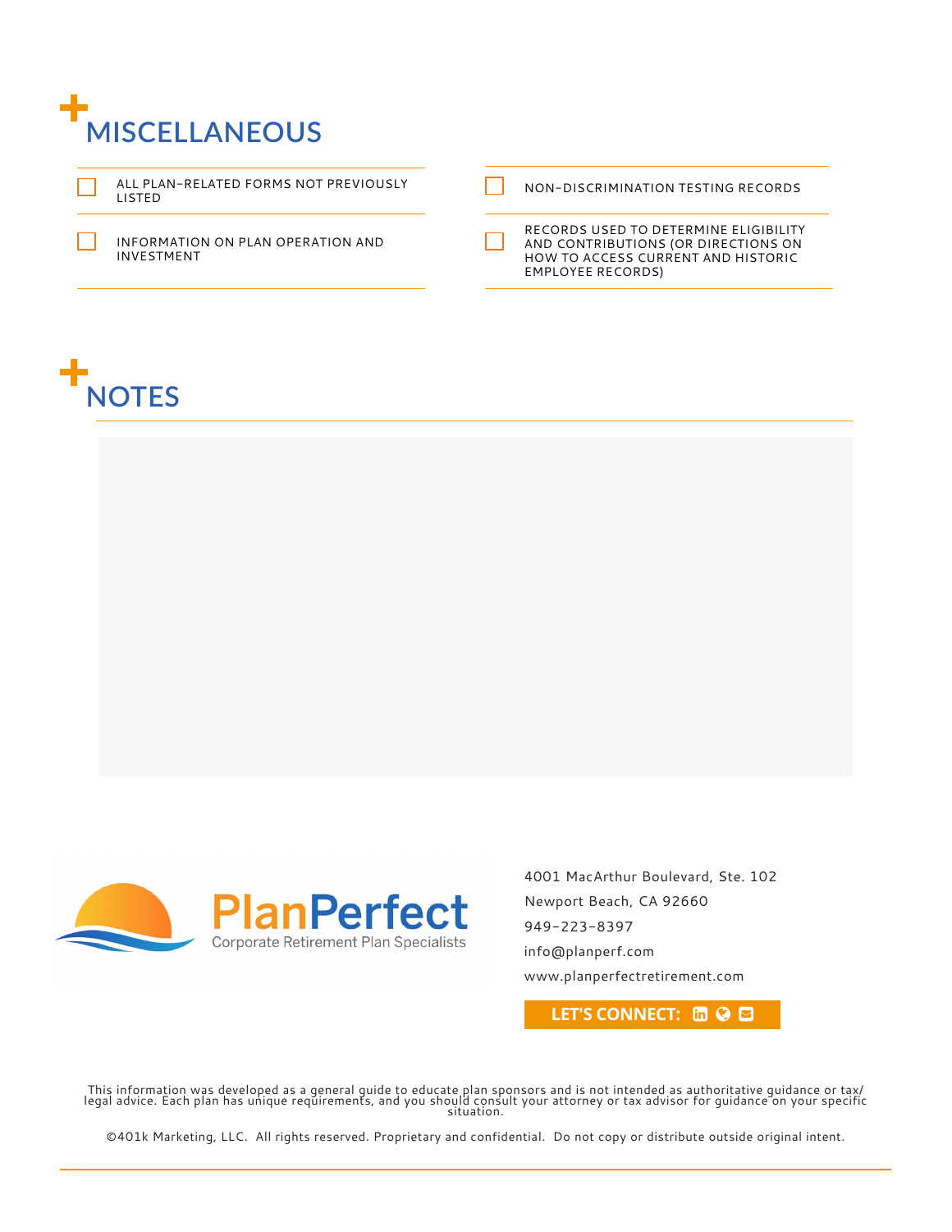# MISCELLANEOUS

- [ ] ALL PLAN-RELATED FORMS NOT PREVIOUSLY LISTED
- [ ] INFORMATION ON PLAN OPERATION AND INVESTMENT
- [ ] NON-DISCRIMINATION TESTING RECORDS
- [ ] RECORDS USED TO DETERMINE ELIGIBILITY AND CONTRIBUTIONS (OR DIRECTIONS ON HOW TO ACCESS CURRENT AND HISTORIC EMPLOYEE RECORDS)

# NOTES

PlanPerfect
Corporate Retirement Plan Specialists

4001 MacArthur Boulevard, Ste. 102
Newport Beach, CA 92660
949-223-8397
info@planperf.com
www.planperfectretirement.com

LET'S CONNECT:

This information was developed as a general guide to educate plan sponsors and is not intended as authoritative guidance or tax/legal advice. Each plan has unique requirements, and you should consult your attorney or tax advisor for guidance on your specific situation.

©401k Marketing, LLC. All rights reserved. Proprietary and confidential. Do not copy or distribute outside original intent.